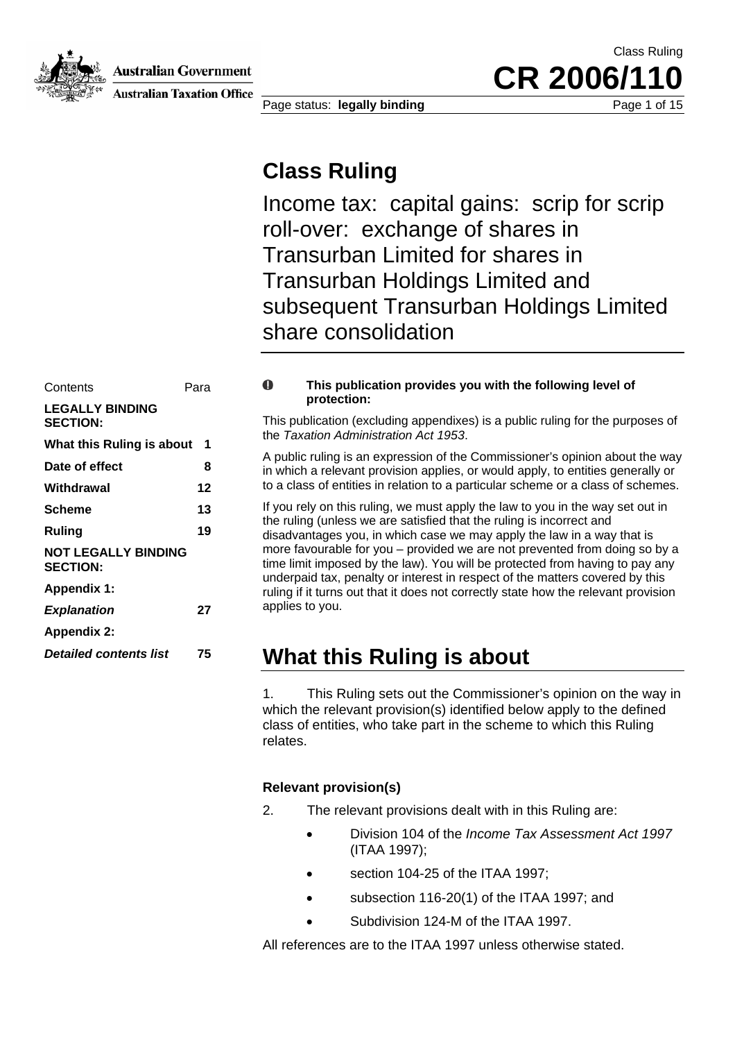# Class Ruling

## Income tax: capital gains: scrip for scrip roll-over: exchange of shares in Transurban Limited for shares in Transurban Holdings Limited and subsequent Transurban Holdings Limited share consolidation

| Contents | Para |
|---|---|
| **LEGALLY BINDING SECTION:** | |
| **What this Ruling is about** | **1** |
| **Date of effect** | **8** |
| **Withdrawal** | **12** |
| **Scheme** | **13** |
| **Ruling** | **19** |
| **NOT LEGALLY BINDING SECTION:** | |
| **Appendix 1:** | |
| ***Explanation*** | **27** |
| **Appendix 2:** | |
| ***Detailed contents list*** | **75** |

**This publication provides you with the following level of protection:**

This publication (excluding appendixes) is a public ruling for the purposes of the *Taxation Administration Act 1953*.

A public ruling is an expression of the Commissioner's opinion about the way in which a relevant provision applies, or would apply, to entities generally or to a class of entities in relation to a particular scheme or a class of schemes.

If you rely on this ruling, we must apply the law to you in the way set out in the ruling (unless we are satisfied that the ruling is incorrect and disadvantages you, in which case we may apply the law in a way that is more favourable for you – provided we are not prevented from doing so by a time limit imposed by the law). You will be protected from having to pay any underpaid tax, penalty or interest in respect of the matters covered by this ruling if it turns out that it does not correctly state how the relevant provision applies to you.

# What this Ruling is about

1. This Ruling sets out the Commissioner's opinion on the way in which the relevant provision(s) identified below apply to the defined class of entities, who take part in the scheme to which this Ruling relates.

### Relevant provision(s)

2. The relevant provisions dealt with in this Ruling are:

- Division 104 of the *Income Tax Assessment Act 1997* (ITAA 1997);
- section 104-25 of the ITAA 1997;
- subsection 116-20(1) of the ITAA 1997; and
- Subdivision 124-M of the ITAA 1997.

All references are to the ITAA 1997 unless otherwise stated.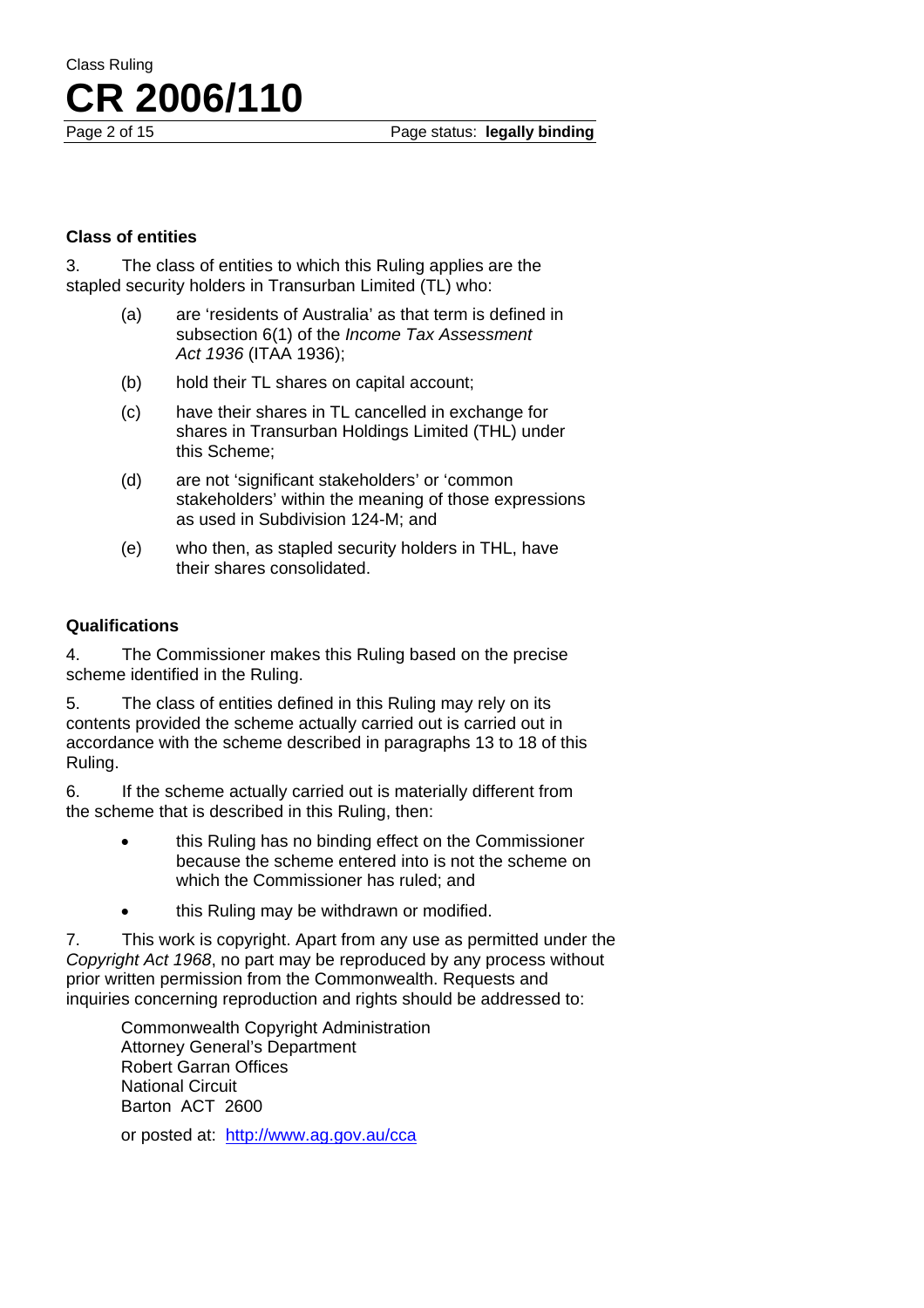### Class of entities

3. The class of entities to which this Ruling applies are the stapled security holders in Transurban Limited (TL) who:

- (a) are 'residents of Australia' as that term is defined in subsection 6(1) of the *Income Tax Assessment Act 1936* (ITAA 1936);
- (b) hold their TL shares on capital account;
- (c) have their shares in TL cancelled in exchange for shares in Transurban Holdings Limited (THL) under this Scheme;
- (d) are not 'significant stakeholders' or 'common stakeholders' within the meaning of those expressions as used in Subdivision 124-M; and
- (e) who then, as stapled security holders in THL, have their shares consolidated.

### Qualifications

4. The Commissioner makes this Ruling based on the precise scheme identified in the Ruling.

5. The class of entities defined in this Ruling may rely on its contents provided the scheme actually carried out is carried out in accordance with the scheme described in paragraphs 13 to 18 of this Ruling.

6. If the scheme actually carried out is materially different from the scheme that is described in this Ruling, then:

- this Ruling has no binding effect on the Commissioner because the scheme entered into is not the scheme on which the Commissioner has ruled; and
- this Ruling may be withdrawn or modified.

7. This work is copyright. Apart from any use as permitted under the *Copyright Act 1968*, no part may be reproduced by any process without prior written permission from the Commonwealth. Requests and inquiries concerning reproduction and rights should be addressed to:

Commonwealth Copyright Administration
Attorney General's Department
Robert Garran Offices
National Circuit
Barton ACT 2600

or posted at: http://www.ag.gov.au/cca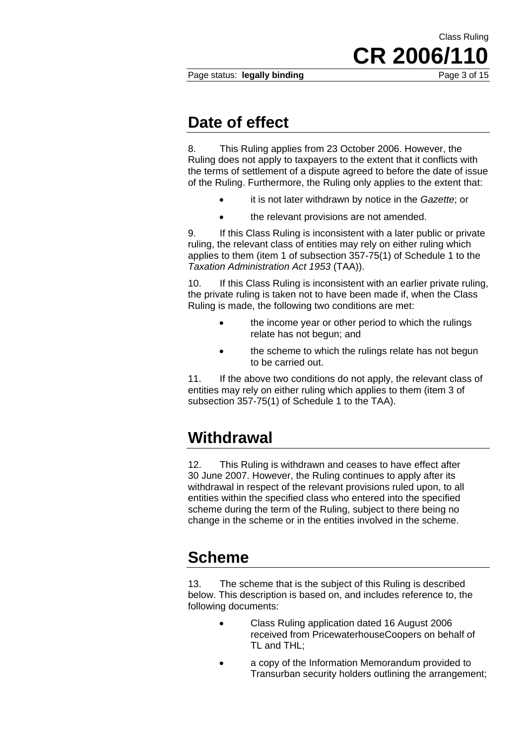## Date of effect

8. This Ruling applies from 23 October 2006. However, the Ruling does not apply to taxpayers to the extent that it conflicts with the terms of settlement of a dispute agreed to before the date of issue of the Ruling. Furthermore, the Ruling only applies to the extent that:

- it is not later withdrawn by notice in the *Gazette*; or
- the relevant provisions are not amended.

9. If this Class Ruling is inconsistent with a later public or private ruling, the relevant class of entities may rely on either ruling which applies to them (item 1 of subsection 357-75(1) of Schedule 1 to the *Taxation Administration Act 1953* (TAA)).

10. If this Class Ruling is inconsistent with an earlier private ruling, the private ruling is taken not to have been made if, when the Class Ruling is made, the following two conditions are met:

- the income year or other period to which the rulings relate has not begun; and
- the scheme to which the rulings relate has not begun to be carried out.

11. If the above two conditions do not apply, the relevant class of entities may rely on either ruling which applies to them (item 3 of subsection 357-75(1) of Schedule 1 to the TAA).

## Withdrawal

12. This Ruling is withdrawn and ceases to have effect after 30 June 2007. However, the Ruling continues to apply after its withdrawal in respect of the relevant provisions ruled upon, to all entities within the specified class who entered into the specified scheme during the term of the Ruling, subject to there being no change in the scheme or in the entities involved in the scheme.

## Scheme

13. The scheme that is the subject of this Ruling is described below. This description is based on, and includes reference to, the following documents:

- Class Ruling application dated 16 August 2006 received from PricewaterhouseCoopers on behalf of TL and THL;
- a copy of the Information Memorandum provided to Transurban security holders outlining the arrangement;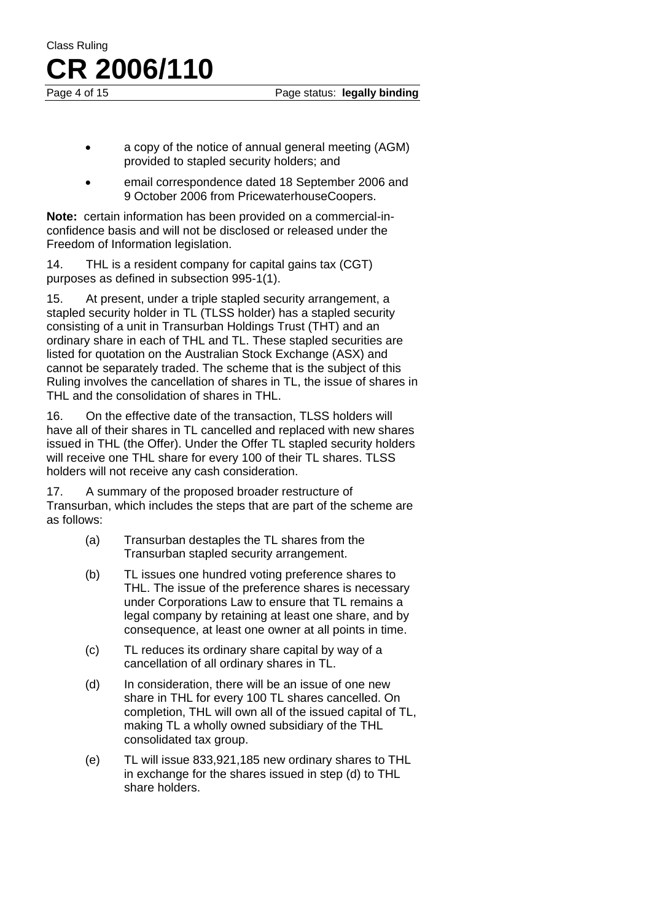- a copy of the notice of annual general meeting (AGM) provided to stapled security holders; and
- email correspondence dated 18 September 2006 and 9 October 2006 from PricewaterhouseCoopers.

**Note:** certain information has been provided on a commercial-in-confidence basis and will not be disclosed or released under the Freedom of Information legislation.

14. THL is a resident company for capital gains tax (CGT) purposes as defined in subsection 995-1(1).

15. At present, under a triple stapled security arrangement, a stapled security holder in TL (TLSS holder) has a stapled security consisting of a unit in Transurban Holdings Trust (THT) and an ordinary share in each of THL and TL. These stapled securities are listed for quotation on the Australian Stock Exchange (ASX) and cannot be separately traded. The scheme that is the subject of this Ruling involves the cancellation of shares in TL, the issue of shares in THL and the consolidation of shares in THL.

16. On the effective date of the transaction, TLSS holders will have all of their shares in TL cancelled and replaced with new shares issued in THL (the Offer). Under the Offer TL stapled security holders will receive one THL share for every 100 of their TL shares. TLSS holders will not receive any cash consideration.

17. A summary of the proposed broader restructure of Transurban, which includes the steps that are part of the scheme are as follows:

(a) Transurban destaples the TL shares from the Transurban stapled security arrangement.

(b) TL issues one hundred voting preference shares to THL. The issue of the preference shares is necessary under Corporations Law to ensure that TL remains a legal company by retaining at least one share, and by consequence, at least one owner at all points in time.

(c) TL reduces its ordinary share capital by way of a cancellation of all ordinary shares in TL.

(d) In consideration, there will be an issue of one new share in THL for every 100 TL shares cancelled. On completion, THL will own all of the issued capital of TL, making TL a wholly owned subsidiary of the THL consolidated tax group.

(e) TL will issue 833,921,185 new ordinary shares to THL in exchange for the shares issued in step (d) to THL share holders.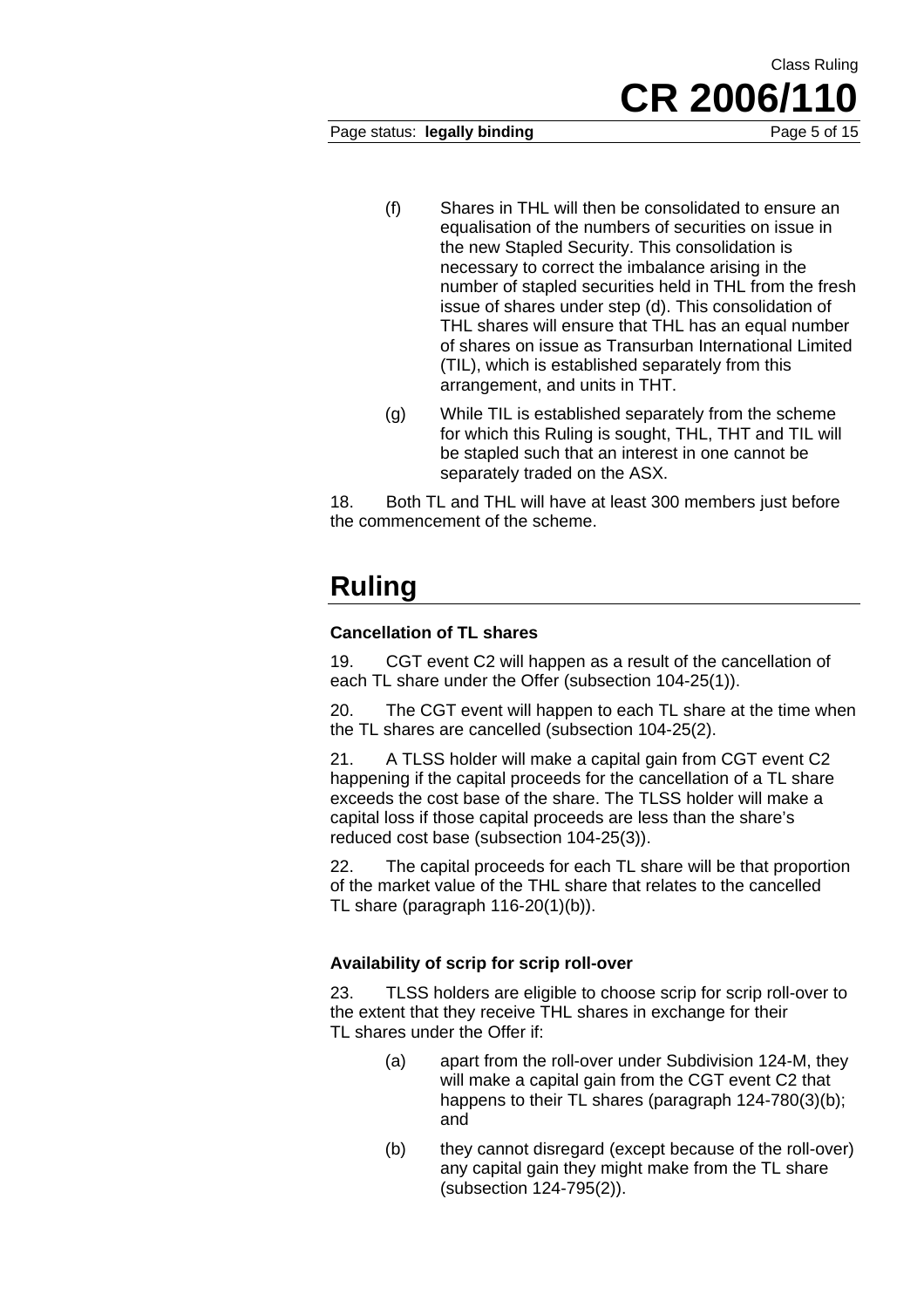(f) Shares in THL will then be consolidated to ensure an equalisation of the numbers of securities on issue in the new Stapled Security. This consolidation is necessary to correct the imbalance arising in the number of stapled securities held in THL from the fresh issue of shares under step (d). This consolidation of THL shares will ensure that THL has an equal number of shares on issue as Transurban International Limited (TIL), which is established separately from this arrangement, and units in THT.

(g) While TIL is established separately from the scheme for which this Ruling is sought, THL, THT and TIL will be stapled such that an interest in one cannot be separately traded on the ASX.

18. Both TL and THL will have at least 300 members just before the commencement of the scheme.

# Ruling

### Cancellation of TL shares

19. CGT event C2 will happen as a result of the cancellation of each TL share under the Offer (subsection 104-25(1)).

20. The CGT event will happen to each TL share at the time when the TL shares are cancelled (subsection 104-25(2).

21. A TLSS holder will make a capital gain from CGT event C2 happening if the capital proceeds for the cancellation of a TL share exceeds the cost base of the share. The TLSS holder will make a capital loss if those capital proceeds are less than the share's reduced cost base (subsection 104-25(3)).

22. The capital proceeds for each TL share will be that proportion of the market value of the THL share that relates to the cancelled TL share (paragraph 116-20(1)(b)).

### Availability of scrip for scrip roll-over

23. TLSS holders are eligible to choose scrip for scrip roll-over to the extent that they receive THL shares in exchange for their TL shares under the Offer if:

(a) apart from the roll-over under Subdivision 124-M, they will make a capital gain from the CGT event C2 that happens to their TL shares (paragraph 124-780(3)(b); and

(b) they cannot disregard (except because of the roll-over) any capital gain they might make from the TL share (subsection 124-795(2)).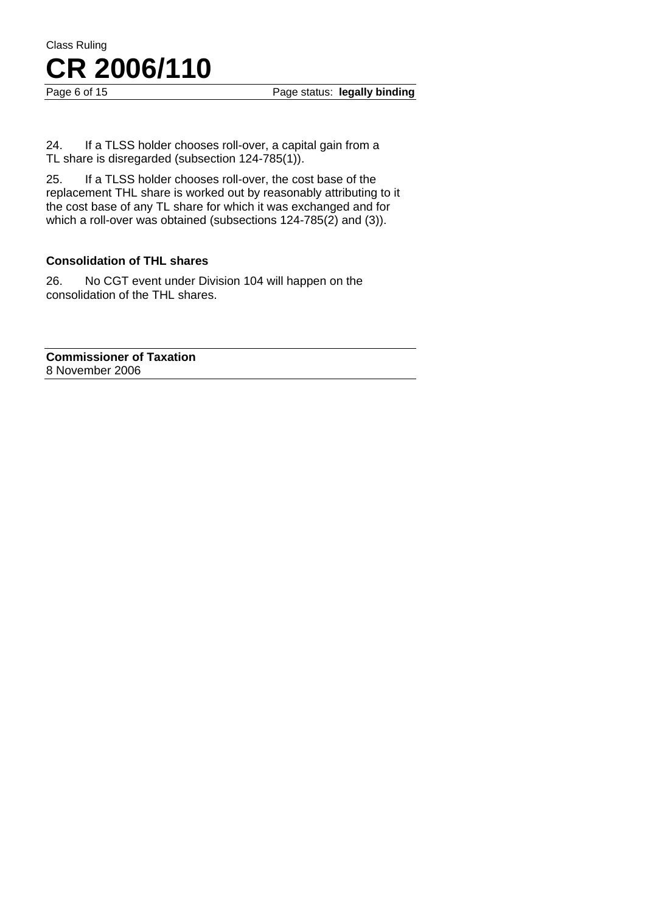24. If a TLSS holder chooses roll-over, a capital gain from a TL share is disregarded (subsection 124-785(1)).

25. If a TLSS holder chooses roll-over, the cost base of the replacement THL share is worked out by reasonably attributing to it the cost base of any TL share for which it was exchanged and for which a roll-over was obtained (subsections 124-785(2) and (3)).

### Consolidation of THL shares

26. No CGT event under Division 104 will happen on the consolidation of the THL shares.

**Commissioner of Taxation**
8 November 2006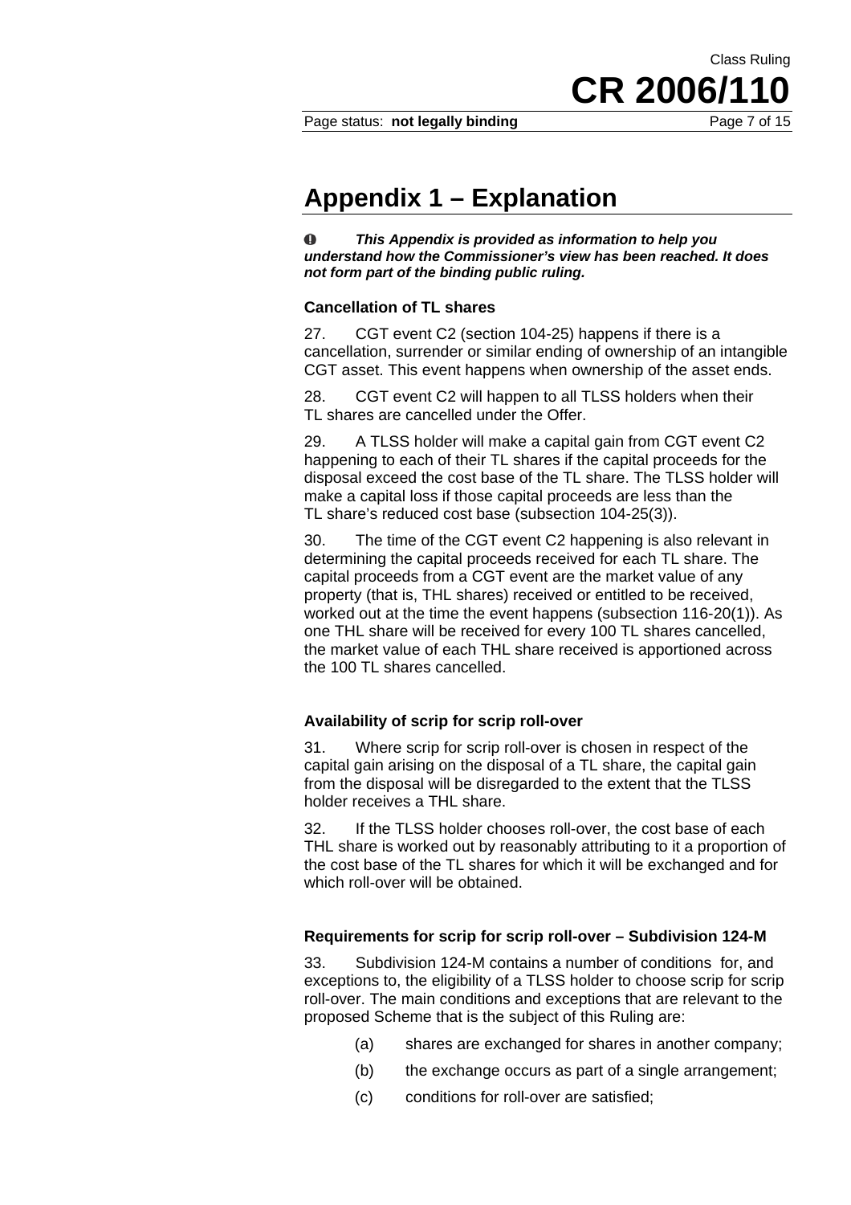# Appendix 1 – Explanation

***This Appendix is provided as information to help you understand how the Commissioner's view has been reached. It does not form part of the binding public ruling.***

### Cancellation of TL shares

27. CGT event C2 (section 104-25) happens if there is a cancellation, surrender or similar ending of ownership of an intangible CGT asset. This event happens when ownership of the asset ends.

28. CGT event C2 will happen to all TLSS holders when their TL shares are cancelled under the Offer.

29. A TLSS holder will make a capital gain from CGT event C2 happening to each of their TL shares if the capital proceeds for the disposal exceed the cost base of the TL share. The TLSS holder will make a capital loss if those capital proceeds are less than the TL share's reduced cost base (subsection 104-25(3)).

30. The time of the CGT event C2 happening is also relevant in determining the capital proceeds received for each TL share. The capital proceeds from a CGT event are the market value of any property (that is, THL shares) received or entitled to be received, worked out at the time the event happens (subsection 116-20(1)). As one THL share will be received for every 100 TL shares cancelled, the market value of each THL share received is apportioned across the 100 TL shares cancelled.

### Availability of scrip for scrip roll-over

31. Where scrip for scrip roll-over is chosen in respect of the capital gain arising on the disposal of a TL share, the capital gain from the disposal will be disregarded to the extent that the TLSS holder receives a THL share.

32. If the TLSS holder chooses roll-over, the cost base of each THL share is worked out by reasonably attributing to it a proportion of the cost base of the TL shares for which it will be exchanged and for which roll-over will be obtained.

### Requirements for scrip for scrip roll-over – Subdivision 124-M

33. Subdivision 124-M contains a number of conditions for, and exceptions to, the eligibility of a TLSS holder to choose scrip for scrip roll-over. The main conditions and exceptions that are relevant to the proposed Scheme that is the subject of this Ruling are:

(a) shares are exchanged for shares in another company;

(b) the exchange occurs as part of a single arrangement;

(c) conditions for roll-over are satisfied;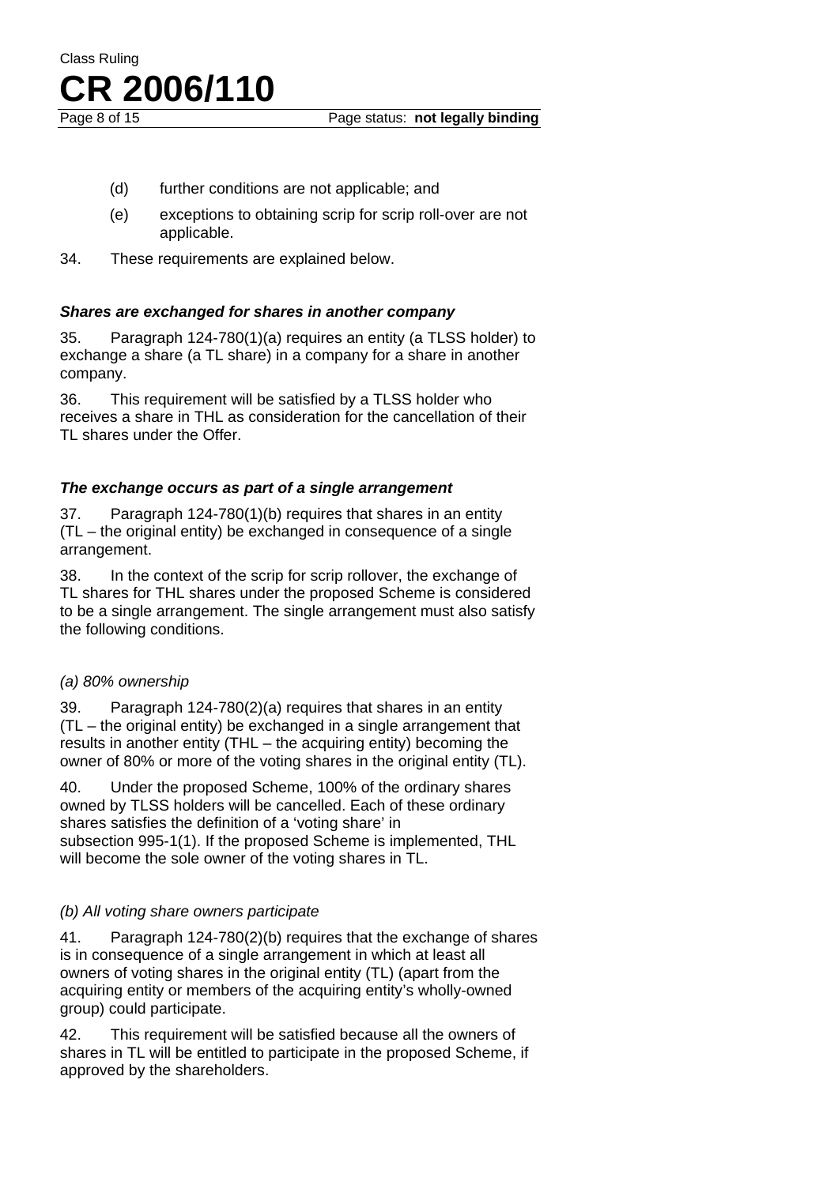(d) further conditions are not applicable; and

(e) exceptions to obtaining scrip for scrip roll-over are not applicable.

34. These requirements are explained below.

### *Shares are exchanged for shares in another company*

35. Paragraph 124-780(1)(a) requires an entity (a TLSS holder) to exchange a share (a TL share) in a company for a share in another company.

36. This requirement will be satisfied by a TLSS holder who receives a share in THL as consideration for the cancellation of their TL shares under the Offer.

### *The exchange occurs as part of a single arrangement*

37. Paragraph 124-780(1)(b) requires that shares in an entity (TL – the original entity) be exchanged in consequence of a single arrangement.

38. In the context of the scrip for scrip rollover, the exchange of TL shares for THL shares under the proposed Scheme is considered to be a single arrangement. The single arrangement must also satisfy the following conditions.

#### *(a) 80% ownership*

39. Paragraph 124-780(2)(a) requires that shares in an entity (TL – the original entity) be exchanged in a single arrangement that results in another entity (THL – the acquiring entity) becoming the owner of 80% or more of the voting shares in the original entity (TL).

40. Under the proposed Scheme, 100% of the ordinary shares owned by TLSS holders will be cancelled. Each of these ordinary shares satisfies the definition of a 'voting share' in subsection 995-1(1). If the proposed Scheme is implemented, THL will become the sole owner of the voting shares in TL.

#### *(b) All voting share owners participate*

41. Paragraph 124-780(2)(b) requires that the exchange of shares is in consequence of a single arrangement in which at least all owners of voting shares in the original entity (TL) (apart from the acquiring entity or members of the acquiring entity's wholly-owned group) could participate.

42. This requirement will be satisfied because all the owners of shares in TL will be entitled to participate in the proposed Scheme, if approved by the shareholders.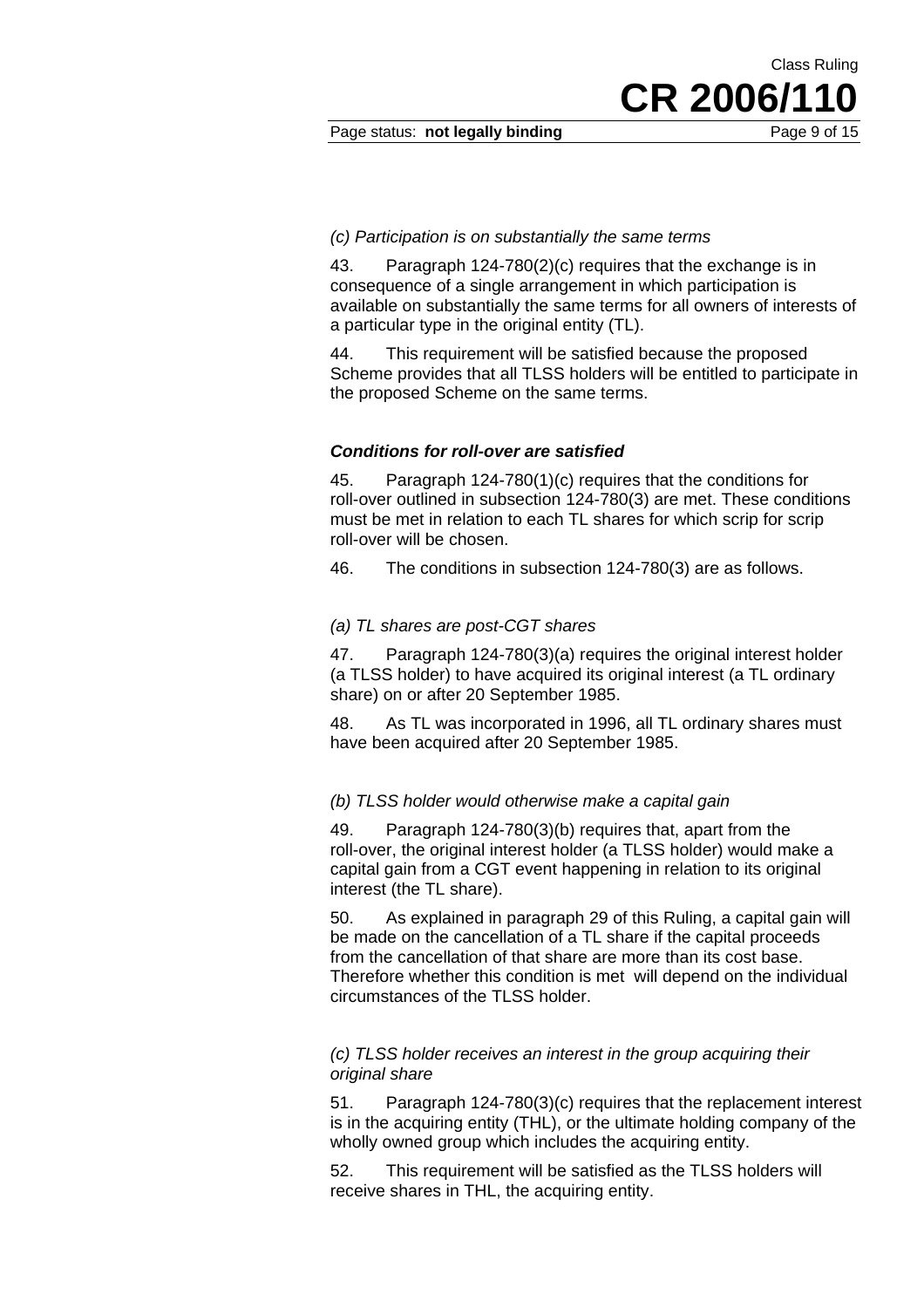*(c) Participation is on substantially the same terms*

43. Paragraph 124-780(2)(c) requires that the exchange is in consequence of a single arrangement in which participation is available on substantially the same terms for all owners of interests of a particular type in the original entity (TL).

44. This requirement will be satisfied because the proposed Scheme provides that all TLSS holders will be entitled to participate in the proposed Scheme on the same terms.

***Conditions for roll-over are satisfied***

45. Paragraph 124-780(1)(c) requires that the conditions for roll-over outlined in subsection 124-780(3) are met. These conditions must be met in relation to each TL shares for which scrip for scrip roll-over will be chosen.

46. The conditions in subsection 124-780(3) are as follows.

*(a) TL shares are post-CGT shares*

47. Paragraph 124-780(3)(a) requires the original interest holder (a TLSS holder) to have acquired its original interest (a TL ordinary share) on or after 20 September 1985.

48. As TL was incorporated in 1996, all TL ordinary shares must have been acquired after 20 September 1985.

*(b) TLSS holder would otherwise make a capital gain*

49. Paragraph 124-780(3)(b) requires that, apart from the roll-over, the original interest holder (a TLSS holder) would make a capital gain from a CGT event happening in relation to its original interest (the TL share).

50. As explained in paragraph 29 of this Ruling, a capital gain will be made on the cancellation of a TL share if the capital proceeds from the cancellation of that share are more than its cost base. Therefore whether this condition is met will depend on the individual circumstances of the TLSS holder.

*(c) TLSS holder receives an interest in the group acquiring their original share*

51. Paragraph 124-780(3)(c) requires that the replacement interest is in the acquiring entity (THL), or the ultimate holding company of the wholly owned group which includes the acquiring entity.

52. This requirement will be satisfied as the TLSS holders will receive shares in THL, the acquiring entity.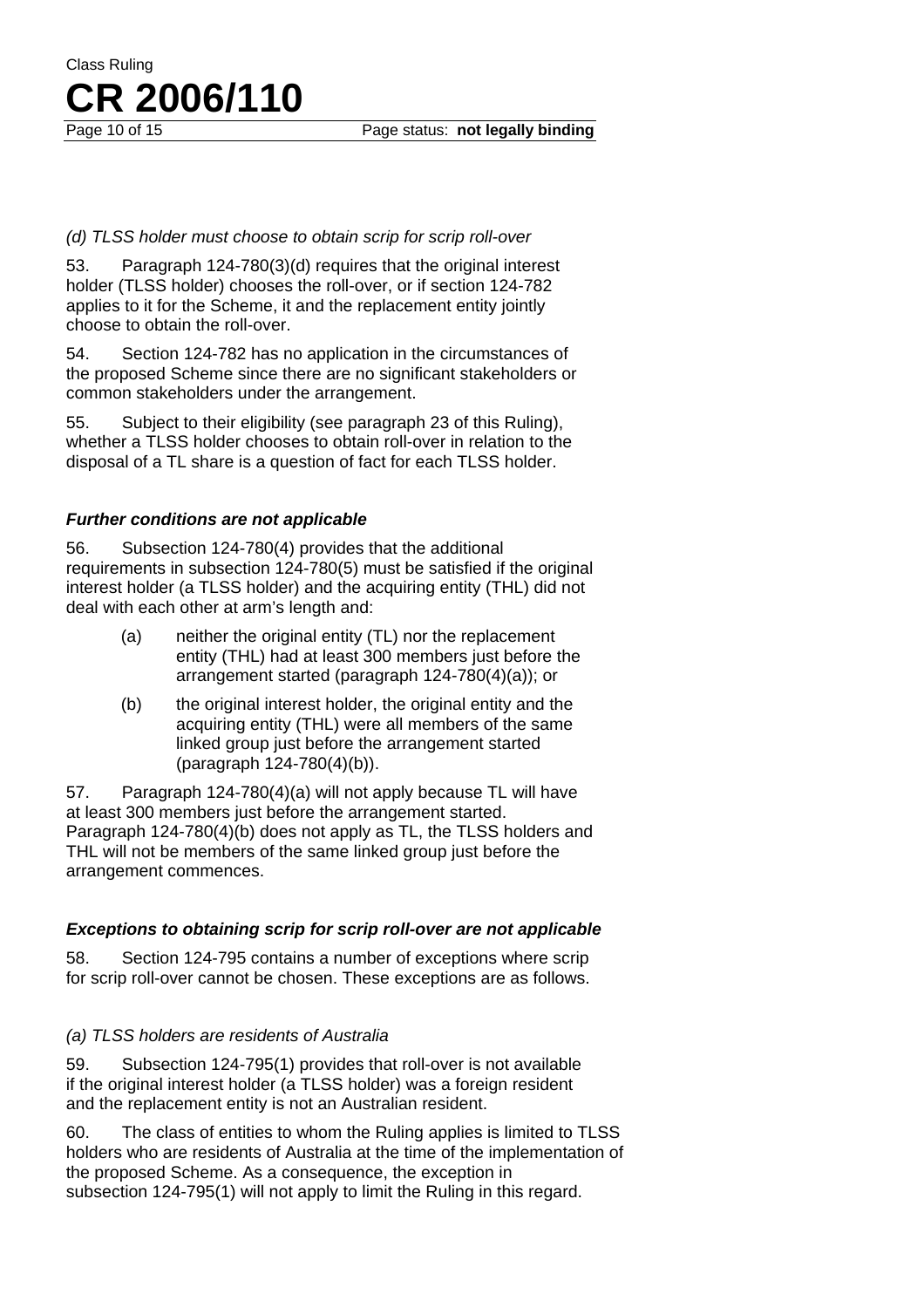*(d) TLSS holder must choose to obtain scrip for scrip roll-over*

53. Paragraph 124-780(3)(d) requires that the original interest holder (TLSS holder) chooses the roll-over, or if section 124-782 applies to it for the Scheme, it and the replacement entity jointly choose to obtain the roll-over.

54. Section 124-782 has no application in the circumstances of the proposed Scheme since there are no significant stakeholders or common stakeholders under the arrangement.

55. Subject to their eligibility (see paragraph 23 of this Ruling), whether a TLSS holder chooses to obtain roll-over in relation to the disposal of a TL share is a question of fact for each TLSS holder.

### ***Further conditions are not applicable***

56. Subsection 124-780(4) provides that the additional requirements in subsection 124-780(5) must be satisfied if the original interest holder (a TLSS holder) and the acquiring entity (THL) did not deal with each other at arm's length and:

- (a) neither the original entity (TL) nor the replacement entity (THL) had at least 300 members just before the arrangement started (paragraph 124-780(4)(a)); or
- (b) the original interest holder, the original entity and the acquiring entity (THL) were all members of the same linked group just before the arrangement started (paragraph 124-780(4)(b)).

57. Paragraph 124-780(4)(a) will not apply because TL will have at least 300 members just before the arrangement started. Paragraph 124-780(4)(b) does not apply as TL, the TLSS holders and THL will not be members of the same linked group just before the arrangement commences.

### ***Exceptions to obtaining scrip for scrip roll-over are not applicable***

58. Section 124-795 contains a number of exceptions where scrip for scrip roll-over cannot be chosen. These exceptions are as follows.

*(a) TLSS holders are residents of Australia*

59. Subsection 124-795(1) provides that roll-over is not available if the original interest holder (a TLSS holder) was a foreign resident and the replacement entity is not an Australian resident.

60. The class of entities to whom the Ruling applies is limited to TLSS holders who are residents of Australia at the time of the implementation of the proposed Scheme. As a consequence, the exception in subsection 124-795(1) will not apply to limit the Ruling in this regard.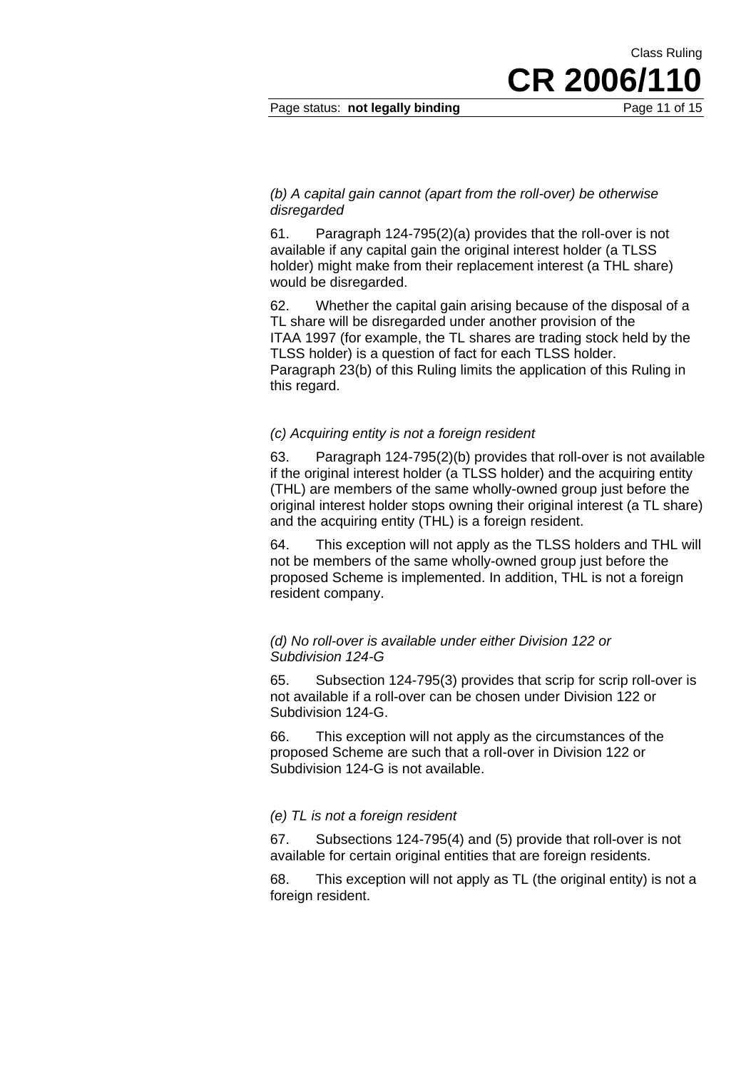*(b) A capital gain cannot (apart from the roll-over) be otherwise disregarded*

61. Paragraph 124-795(2)(a) provides that the roll-over is not available if any capital gain the original interest holder (a TLSS holder) might make from their replacement interest (a THL share) would be disregarded.

62. Whether the capital gain arising because of the disposal of a TL share will be disregarded under another provision of the ITAA 1997 (for example, the TL shares are trading stock held by the TLSS holder) is a question of fact for each TLSS holder. Paragraph 23(b) of this Ruling limits the application of this Ruling in this regard.

*(c) Acquiring entity is not a foreign resident*

63. Paragraph 124-795(2)(b) provides that roll-over is not available if the original interest holder (a TLSS holder) and the acquiring entity (THL) are members of the same wholly-owned group just before the original interest holder stops owning their original interest (a TL share) and the acquiring entity (THL) is a foreign resident.

64. This exception will not apply as the TLSS holders and THL will not be members of the same wholly-owned group just before the proposed Scheme is implemented. In addition, THL is not a foreign resident company.

*(d) No roll-over is available under either Division 122 or Subdivision 124-G*

65. Subsection 124-795(3) provides that scrip for scrip roll-over is not available if a roll-over can be chosen under Division 122 or Subdivision 124-G.

66. This exception will not apply as the circumstances of the proposed Scheme are such that a roll-over in Division 122 or Subdivision 124-G is not available.

*(e) TL is not a foreign resident*

67. Subsections 124-795(4) and (5) provide that roll-over is not available for certain original entities that are foreign residents.

68. This exception will not apply as TL (the original entity) is not a foreign resident.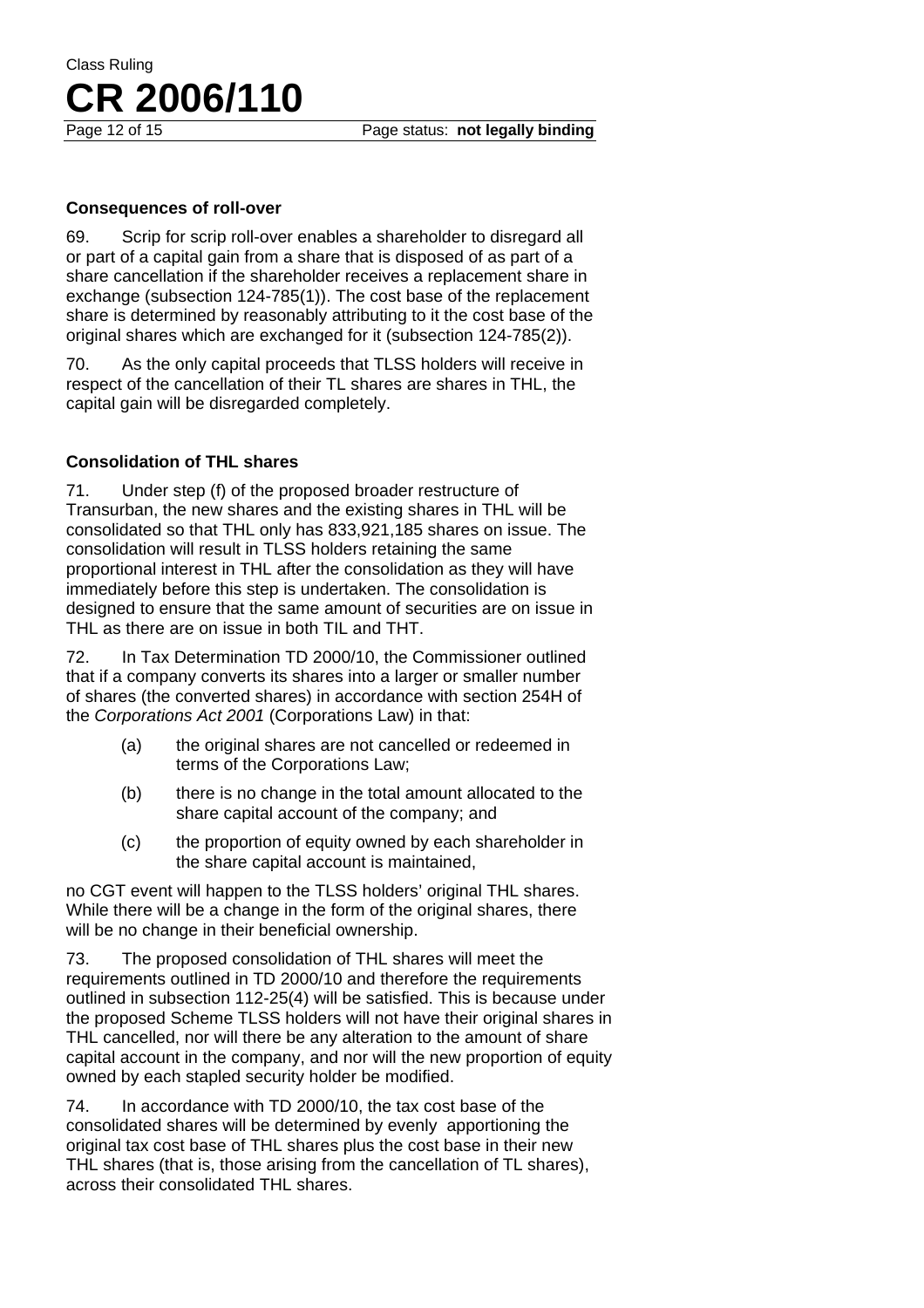### Consequences of roll-over

69. Scrip for scrip roll-over enables a shareholder to disregard all or part of a capital gain from a share that is disposed of as part of a share cancellation if the shareholder receives a replacement share in exchange (subsection 124-785(1)). The cost base of the replacement share is determined by reasonably attributing to it the cost base of the original shares which are exchanged for it (subsection 124-785(2)).

70. As the only capital proceeds that TLSS holders will receive in respect of the cancellation of their TL shares are shares in THL, the capital gain will be disregarded completely.

### Consolidation of THL shares

71. Under step (f) of the proposed broader restructure of Transurban, the new shares and the existing shares in THL will be consolidated so that THL only has 833,921,185 shares on issue. The consolidation will result in TLSS holders retaining the same proportional interest in THL after the consolidation as they will have immediately before this step is undertaken. The consolidation is designed to ensure that the same amount of securities are on issue in THL as there are on issue in both TIL and THT.

72. In Tax Determination TD 2000/10, the Commissioner outlined that if a company converts its shares into a larger or smaller number of shares (the converted shares) in accordance with section 254H of the *Corporations Act 2001* (Corporations Law) in that:

- (a) the original shares are not cancelled or redeemed in terms of the Corporations Law;
- (b) there is no change in the total amount allocated to the share capital account of the company; and
- (c) the proportion of equity owned by each shareholder in the share capital account is maintained,

no CGT event will happen to the TLSS holders' original THL shares. While there will be a change in the form of the original shares, there will be no change in their beneficial ownership.

73. The proposed consolidation of THL shares will meet the requirements outlined in TD 2000/10 and therefore the requirements outlined in subsection 112-25(4) will be satisfied. This is because under the proposed Scheme TLSS holders will not have their original shares in THL cancelled, nor will there be any alteration to the amount of share capital account in the company, and nor will the new proportion of equity owned by each stapled security holder be modified.

74. In accordance with TD 2000/10, the tax cost base of the consolidated shares will be determined by evenly apportioning the original tax cost base of THL shares plus the cost base in their new THL shares (that is, those arising from the cancellation of TL shares), across their consolidated THL shares.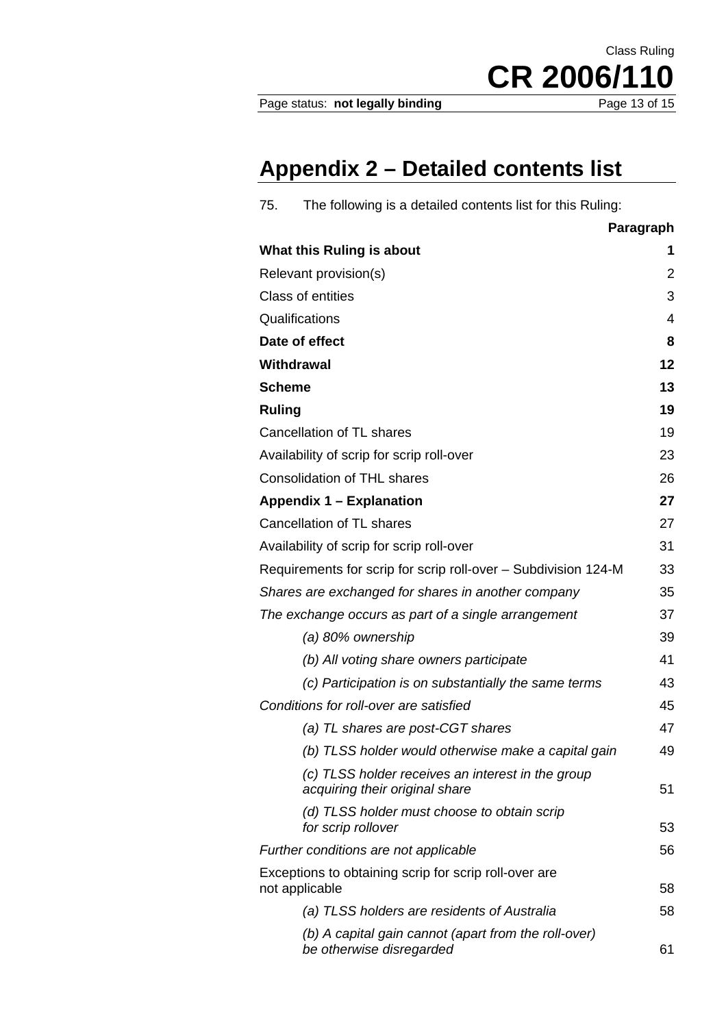## Appendix 2 – Detailed contents list

75. The following is a detailed contents list for this Ruling:

| | Paragraph |
|---|---|
| **What this Ruling is about** | **1** |
| Relevant provision(s) | 2 |
| Class of entities | 3 |
| Qualifications | 4 |
| **Date of effect** | **8** |
| **Withdrawal** | **12** |
| **Scheme** | **13** |
| **Ruling** | **19** |
| Cancellation of TL shares | 19 |
| Availability of scrip for scrip roll-over | 23 |
| Consolidation of THL shares | 26 |
| **Appendix 1 – Explanation** | **27** |
| Cancellation of TL shares | 27 |
| Availability of scrip for scrip roll-over | 31 |
| Requirements for scrip for scrip roll-over – Subdivision 124-M | 33 |
| *Shares are exchanged for shares in another company* | 35 |
| *The exchange occurs as part of a single arrangement* | 37 |
| *(a) 80% ownership* | 39 |
| *(b) All voting share owners participate* | 41 |
| *(c) Participation is on substantially the same terms* | 43 |
| *Conditions for roll-over are satisfied* | 45 |
| *(a) TL shares are post-CGT shares* | 47 |
| *(b) TLSS holder would otherwise make a capital gain* | 49 |
| *(c) TLSS holder receives an interest in the group acquiring their original share* | 51 |
| *(d) TLSS holder must choose to obtain scrip for scrip rollover* | 53 |
| *Further conditions are not applicable* | 56 |
| Exceptions to obtaining scrip for scrip roll-over are not applicable | 58 |
| *(a) TLSS holders are residents of Australia* | 58 |
| *(b) A capital gain cannot (apart from the roll-over) be otherwise disregarded* | 61 |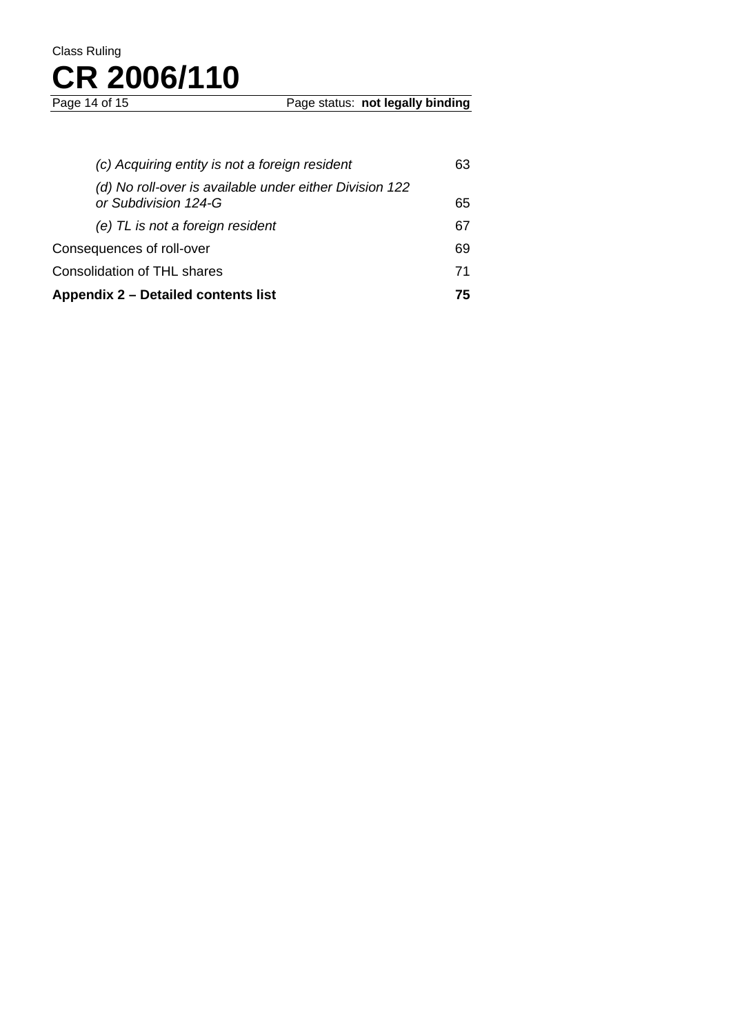| | |
|---|---|
| *(c) Acquiring entity is not a foreign resident* | 63 |
| *(d) No roll-over is available under either Division 122 or Subdivision 124-G* | 65 |
| *(e) TL is not a foreign resident* | 67 |
| Consequences of roll-over | 69 |
| Consolidation of THL shares | 71 |
| **Appendix 2 – Detailed contents list** | **75** |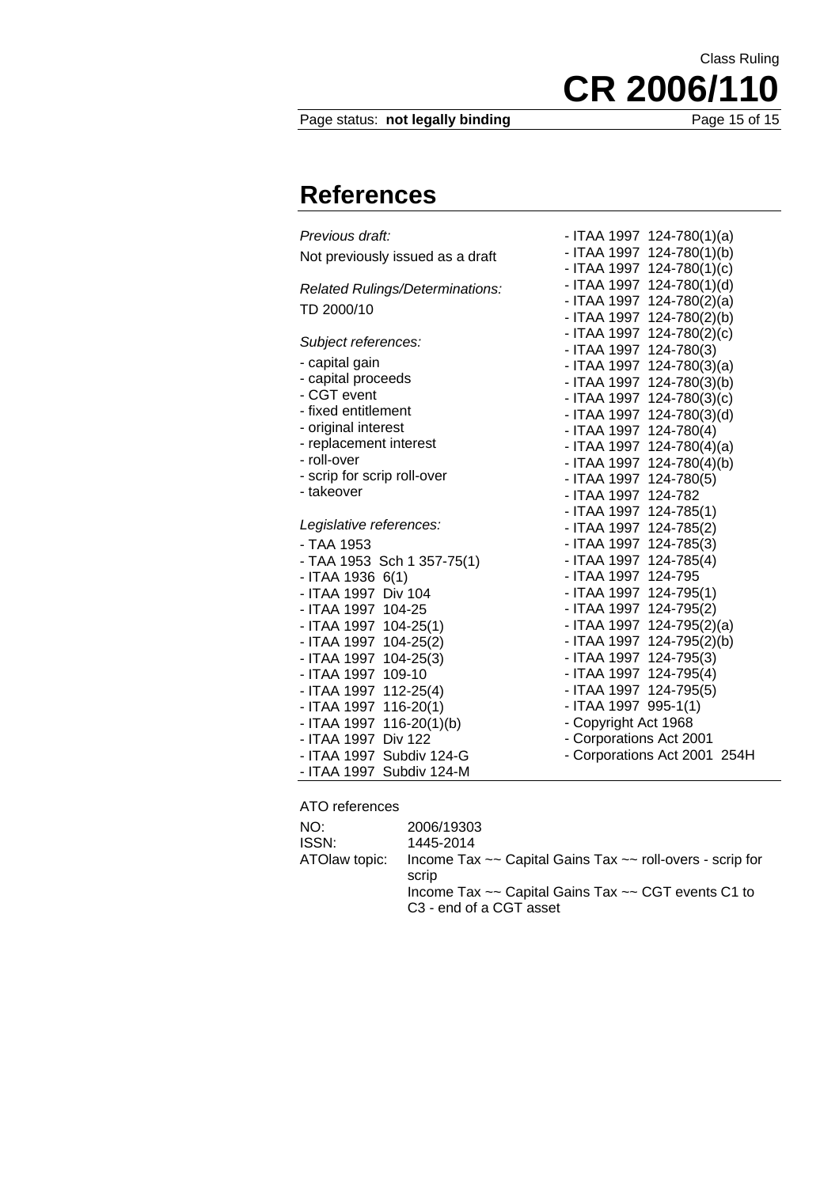## References

*Previous draft:*

Not previously issued as a draft

*Related Rulings/Determinations:*

TD 2000/10

*Subject references:*

- capital gain
- capital proceeds
- CGT event
- fixed entitlement
- original interest
- replacement interest
- roll-over
- scrip for scrip roll-over
- takeover

*Legislative references:*

- TAA 1953
- TAA 1953 Sch 1 357-75(1)
- ITAA 1936 6(1)
- ITAA 1997 Div 104
- ITAA 1997 104-25
- ITAA 1997 104-25(1)
- ITAA 1997 104-25(2)
- ITAA 1997 104-25(3)
- ITAA 1997 109-10
- ITAA 1997 112-25(4)
- ITAA 1997 116-20(1)
- ITAA 1997 116-20(1)(b)
- ITAA 1997 Div 122
- ITAA 1997 Subdiv 124-G
- ITAA 1997 Subdiv 124-M
- ITAA 1997 124-780(1)(a)
- ITAA 1997 124-780(1)(b)
- ITAA 1997 124-780(1)(c)
- ITAA 1997 124-780(1)(d)
- ITAA 1997 124-780(2)(a)
- ITAA 1997 124-780(2)(b)
- ITAA 1997 124-780(2)(c)
- ITAA 1997 124-780(3)
- ITAA 1997 124-780(3)(a)
- ITAA 1997 124-780(3)(b)
- ITAA 1997 124-780(3)(c)
- ITAA 1997 124-780(3)(d)
- ITAA 1997 124-780(4)
- ITAA 1997 124-780(4)(a)
- ITAA 1997 124-780(4)(b)
- ITAA 1997 124-780(5)
- ITAA 1997 124-782
- ITAA 1997 124-785(1)
- ITAA 1997 124-785(2)
- ITAA 1997 124-785(3)
- ITAA 1997 124-785(4)
- ITAA 1997 124-795
- ITAA 1997 124-795(1)
- ITAA 1997 124-795(2)
- ITAA 1997 124-795(2)(a)
- ITAA 1997 124-795(2)(b)
- ITAA 1997 124-795(3)
- ITAA 1997 124-795(4)
- ITAA 1997 124-795(5)
- ITAA 1997 995-1(1)
- Copyright Act 1968
- Corporations Act 2001
- Corporations Act 2001 254H

ATO references

| | |
|---|---|
| NO: | 2006/19303 |
| ISSN: | 1445-2014 |
| ATOlaw topic: | Income Tax ~~ Capital Gains Tax ~~ roll-overs - scrip for scrip |
| | Income Tax ~~ Capital Gains Tax ~~ CGT events C1 to C3 - end of a CGT asset |